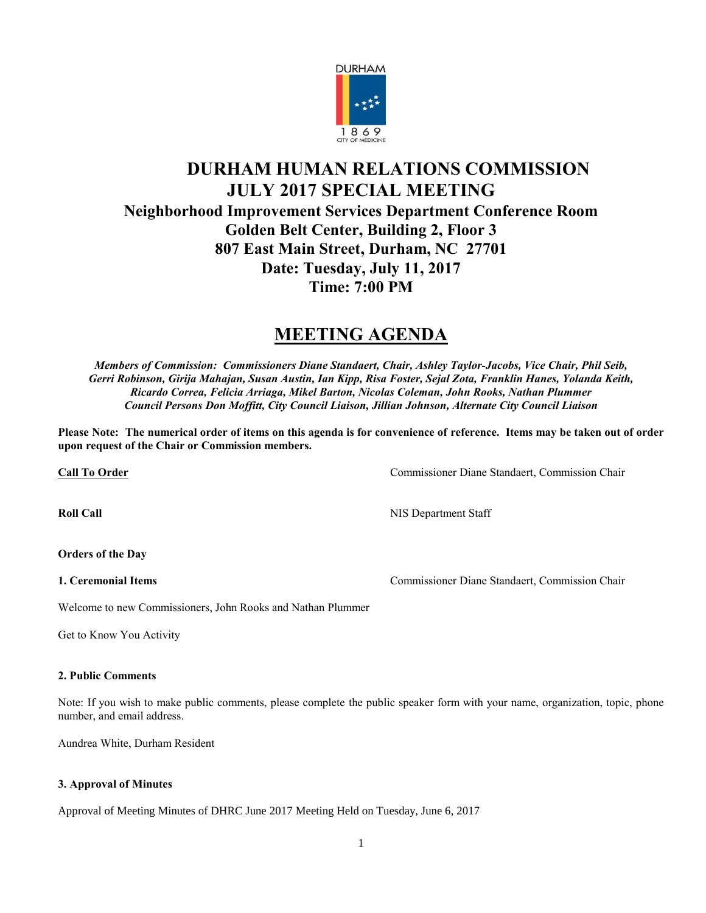# DURHAM HUMAN RELATIONS COMMISSION
## JULY 2017 SPECIAL MEETING
### Neighborhood Improvement Services Department Conference Room
### Golden Belt Center, Building 2, Floor 3
### 807 East Main Street, Durham, NC 27701
### Date: Tuesday, July 11, 2017
### Time: 7:00 PM

# MEETING AGENDA

***Members of Commission: Commissioners Diane Standaert, Chair, Ashley Taylor-Jacobs, Vice Chair, Phil Seib, Gerri Robinson, Girija Mahajan, Susan Austin, Ian Kipp, Risa Foster, Sejal Zota, Franklin Hanes, Yolanda Keith, Ricardo Correa, Felicia Arriaga, Mikel Barton, Nicolas Coleman, John Rooks, Nathan Plummer Council Persons Don Moffitt, City Council Liaison, Jillian Johnson, Alternate City Council Liaison***

**Please Note: The numerical order of items on this agenda is for convenience of reference. Items may be taken out of order upon request of the Chair or Commission members.**

**Call To Order** — Commissioner Diane Standaert, Commission Chair

**Roll Call** — NIS Department Staff

**Orders of the Day**

**1. Ceremonial Items** — Commissioner Diane Standaert, Commission Chair

Welcome to new Commissioners, John Rooks and Nathan Plummer

Get to Know You Activity

**2. Public Comments**

Note: If you wish to make public comments, please complete the public speaker form with your name, organization, topic, phone number, and email address.

Aundrea White, Durham Resident

**3. Approval of Minutes**

Approval of Meeting Minutes of DHRC June 2017 Meeting Held on Tuesday, June 6, 2017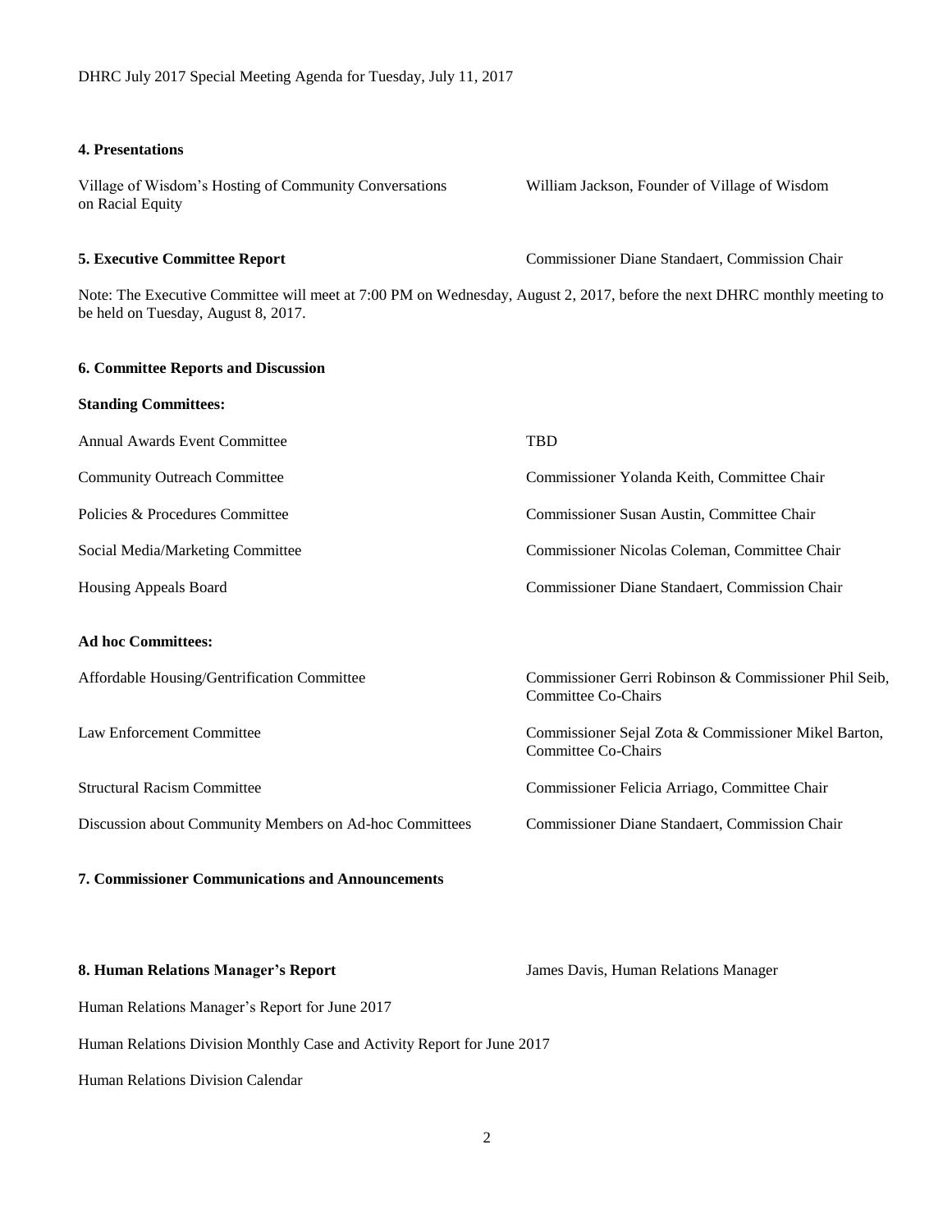DHRC July 2017 Special Meeting Agenda for Tuesday, July 11, 2017

**4. Presentations**

| | |
|---|---|
| Village of Wisdom's Hosting of Community Conversations on Racial Equity | William Jackson, Founder of Village of Wisdom |

| | |
|---|---|
| **5. Executive Committee Report** | Commissioner Diane Standaert, Commission Chair |

Note: The Executive Committee will meet at 7:00 PM on Wednesday, August 2, 2017, before the next DHRC monthly meeting to be held on Tuesday, August 8, 2017.

**6. Committee Reports and Discussion**

**Standing Committees:**

| | |
|---|---|
| Annual Awards Event Committee | TBD |
| Community Outreach Committee | Commissioner Yolanda Keith, Committee Chair |
| Policies & Procedures Committee | Commissioner Susan Austin, Committee Chair |
| Social Media/Marketing Committee | Commissioner Nicolas Coleman, Committee Chair |
| Housing Appeals Board | Commissioner Diane Standaert, Commission Chair |

**Ad hoc Committees:**

| | |
|---|---|
| Affordable Housing/Gentrification Committee | Commissioner Gerri Robinson & Commissioner Phil Seib, Committee Co-Chairs |
| Law Enforcement Committee | Commissioner Sejal Zota & Commissioner Mikel Barton, Committee Co-Chairs |
| Structural Racism Committee | Commissioner Felicia Arriago, Committee Chair |
| Discussion about Community Members on Ad-hoc Committees | Commissioner Diane Standaert, Commission Chair |

**7. Commissioner Communications and Announcements**

| | |
|---|---|
| **8. Human Relations Manager's Report** | James Davis, Human Relations Manager |

Human Relations Manager's Report for June 2017

Human Relations Division Monthly Case and Activity Report for June 2017

Human Relations Division Calendar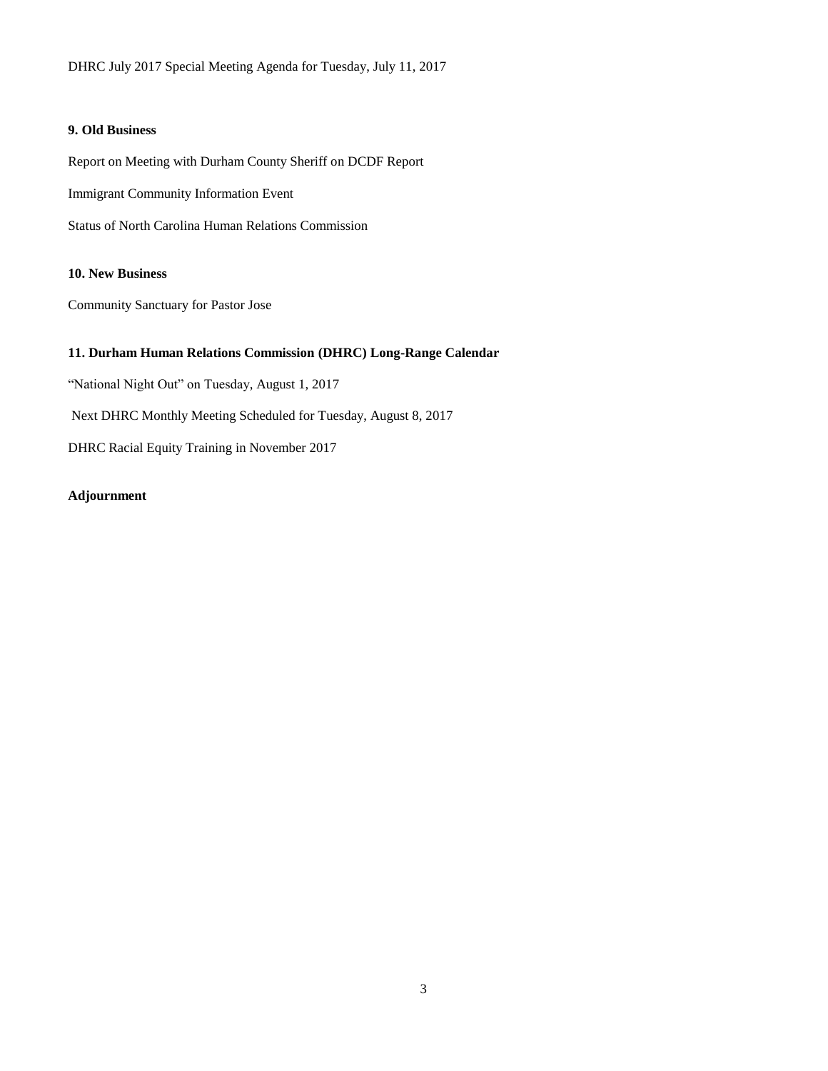## 9. Old Business

Report on Meeting with Durham County Sheriff on DCDF Report

Immigrant Community Information Event

Status of North Carolina Human Relations Commission

## 10. New Business

Community Sanctuary for Pastor Jose

## 11. Durham Human Relations Commission (DHRC) Long-Range Calendar

"National Night Out" on Tuesday, August 1, 2017

Next DHRC Monthly Meeting Scheduled for Tuesday, August 8, 2017

DHRC Racial Equity Training in November 2017

## Adjournment